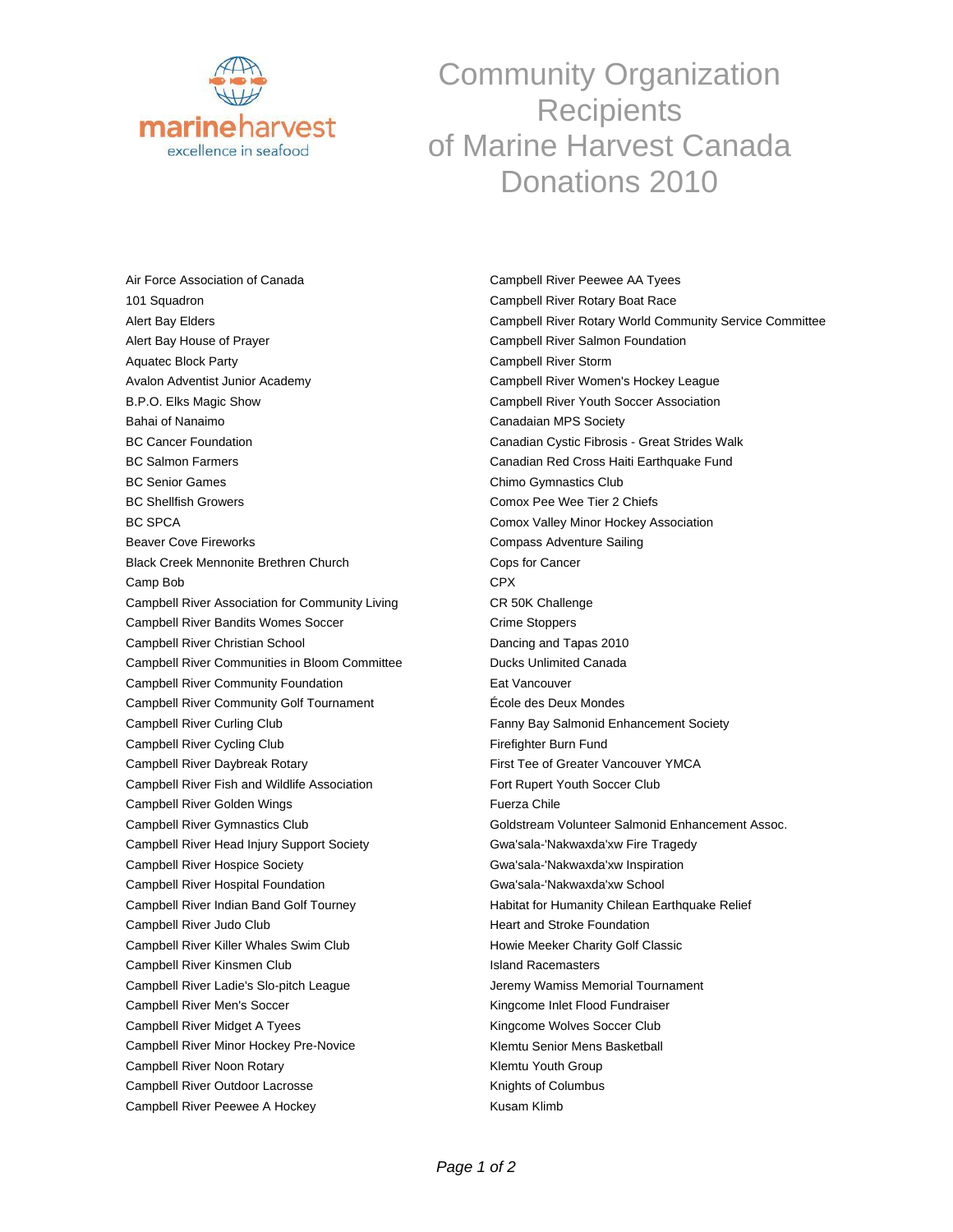# Community Organization Recipients of Marine Harvest Canada Donations 2010

Air Force Association of Canada
101 Squadron
Alert Bay Elders
Alert Bay House of Prayer
Aquatec Block Party
Avalon Adventist Junior Academy
B.P.O. Elks Magic Show
Bahai of Nanaimo
BC Cancer Foundation
BC Salmon Farmers
BC Senior Games
BC Shellfish Growers
BC SPCA
Beaver Cove Fireworks
Black Creek Mennonite Brethren Church
Camp Bob
Campbell River Association for Community Living
Campbell River Bandits Womes Soccer
Campbell River Christian School
Campbell River Communities in Bloom Committee
Campbell River Community Foundation
Campbell River Community Golf Tournament
Campbell River Curling Club
Campbell River Cycling Club
Campbell River Daybreak Rotary
Campbell River Fish and Wildlife Association
Campbell River Golden Wings
Campbell River Gymnastics Club
Campbell River Head Injury Support Society
Campbell River Hospice Society
Campbell River Hospital Foundation
Campbell River Indian Band Golf Tourney
Campbell River Judo Club
Campbell River Killer Whales Swim Club
Campbell River Kinsmen Club
Campbell River Ladie's Slo-pitch League
Campbell River Men's Soccer
Campbell River Midget A Tyees
Campbell River Minor Hockey Pre-Novice
Campbell River Noon Rotary
Campbell River Outdoor Lacrosse
Campbell River Peewee A Hockey
Campbell River Peewee AA Tyees
Campbell River Rotary Boat Race
Campbell River Rotary World Community Service Committee
Campbell River Salmon Foundation
Campbell River Storm
Campbell River Women's Hockey League
Campbell River Youth Soccer Association
Canadaian MPS Society
Canadian Cystic Fibrosis - Great Strides Walk
Canadian Red Cross Haiti Earthquake Fund
Chimo Gymnastics Club
Comox Pee Wee Tier 2 Chiefs
Comox Valley Minor Hockey Association
Compass Adventure Sailing
Cops for Cancer
CPX
CR 50K Challenge
Crime Stoppers
Dancing and Tapas 2010
Ducks Unlimited Canada
Eat Vancouver
École des Deux Mondes
Fanny Bay Salmonid Enhancement Society
Firefighter Burn Fund
First Tee of Greater Vancouver YMCA
Fort Rupert Youth Soccer Club
Fuerza Chile
Goldstream Volunteer Salmonid Enhancement Assoc.
Gwa'sala-'Nakwaxda'xw Fire Tragedy
Gwa'sala-'Nakwaxda'xw Inspiration
Gwa'sala-'Nakwaxda'xw School
Habitat for Humanity Chilean Earthquake Relief
Heart and Stroke Foundation
Howie Meeker Charity Golf Classic
Island Racemasters
Jeremy Wamiss Memorial Tournament
Kingcome Inlet Flood Fundraiser
Kingcome Wolves Soccer Club
Klemtu Senior Mens Basketball
Klemtu Youth Group
Knights of Columbus
Kusam Klimb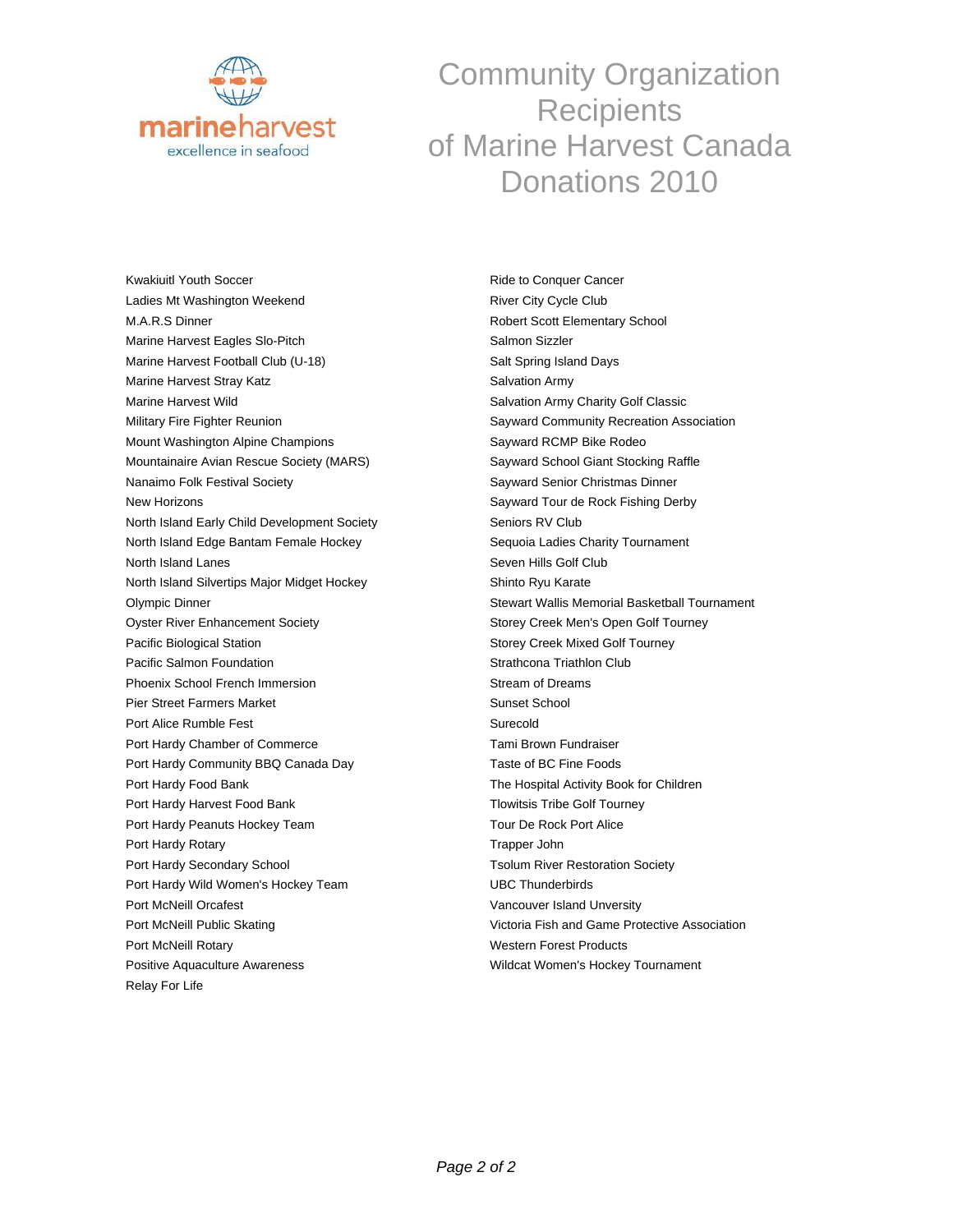marineharvest
excellence in seafood

# Community Organization Recipients of Marine Harvest Canada Donations 2010

Kwakiuitl Youth Soccer
Ladies Mt Washington Weekend
M.A.R.S Dinner
Marine Harvest Eagles Slo-Pitch
Marine Harvest Football Club (U-18)
Marine Harvest Stray Katz
Marine Harvest Wild
Military Fire Fighter Reunion
Mount Washington Alpine Champions
Mountainaire Avian Rescue Society (MARS)
Nanaimo Folk Festival Society
New Horizons
North Island Early Child Development Society
North Island Edge Bantam Female Hockey
North Island Lanes
North Island Silvertips Major Midget Hockey
Olympic Dinner
Oyster River Enhancement Society
Pacific Biological Station
Pacific Salmon Foundation
Phoenix School French Immersion
Pier Street Farmers Market
Port Alice Rumble Fest
Port Hardy Chamber of Commerce
Port Hardy Community BBQ Canada Day
Port Hardy Food Bank
Port Hardy Harvest Food Bank
Port Hardy Peanuts Hockey Team
Port Hardy Rotary
Port Hardy Secondary School
Port Hardy Wild Women's Hockey Team
Port McNeill Orcafest
Port McNeill Public Skating
Port McNeill Rotary
Positive Aquaculture Awareness
Relay For Life
Ride to Conquer Cancer
River City Cycle Club
Robert Scott Elementary School
Salmon Sizzler
Salt Spring Island Days
Salvation Army
Salvation Army Charity Golf Classic
Sayward Community Recreation Association
Sayward RCMP Bike Rodeo
Sayward School Giant Stocking Raffle
Sayward Senior Christmas Dinner
Sayward Tour de Rock Fishing Derby
Seniors RV Club
Sequoia Ladies Charity Tournament
Seven Hills Golf Club
Shinto Ryu Karate
Stewart Wallis Memorial Basketball Tournament
Storey Creek Men's Open Golf Tourney
Storey Creek Mixed Golf Tourney
Strathcona Triathlon Club
Stream of Dreams
Sunset School
Surecold
Tami Brown Fundraiser
Taste of BC Fine Foods
The Hospital Activity Book for Children
Tlowitsis Tribe Golf Tourney
Tour De Rock Port Alice
Trapper John
Tsolum River Restoration Society
UBC Thunderbirds
Vancouver Island Unversity
Victoria Fish and Game Protective Association
Western Forest Products
Wildcat Women's Hockey Tournament